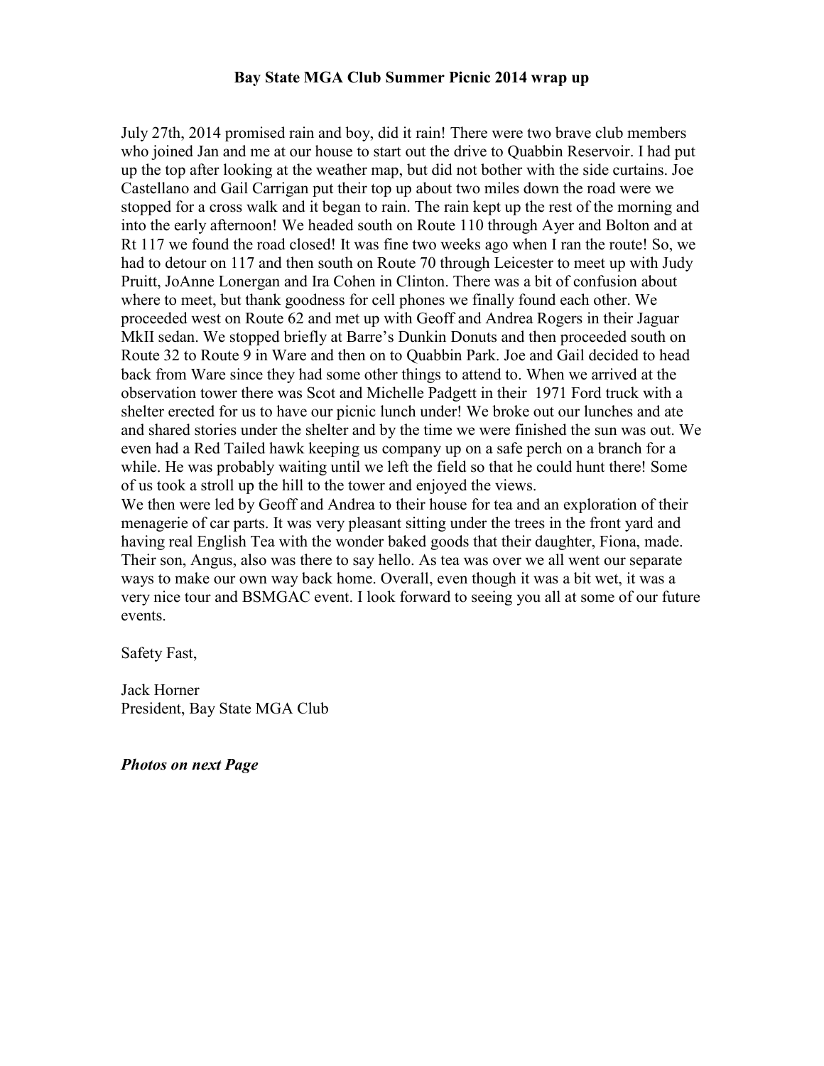**Bay State MGA Club Summer Picnic 2014 wrap up**

July 27th, 2014 promised rain and boy, did it rain! There were two brave club members who joined Jan and me at our house to start out the drive to Quabbin Reservoir. I had put up the top after looking at the weather map, but did not bother with the side curtains. Joe Castellano and Gail Carrigan put their top up about two miles down the road were we stopped for a cross walk and it began to rain. The rain kept up the rest of the morning and into the early afternoon! We headed south on Route 110 through Ayer and Bolton and at Rt 117 we found the road closed! It was fine two weeks ago when I ran the route! So, we had to detour on 117 and then south on Route 70 through Leicester to meet up with Judy Pruitt, JoAnne Lonergan and Ira Cohen in Clinton. There was a bit of confusion about where to meet, but thank goodness for cell phones we finally found each other. We proceeded west on Route 62 and met up with Geoff and Andrea Rogers in their Jaguar MkII sedan. We stopped briefly at Barre's Dunkin Donuts and then proceeded south on Route 32 to Route 9 in Ware and then on to Quabbin Park. Joe and Gail decided to head back from Ware since they had some other things to attend to. When we arrived at the observation tower there was Scot and Michelle Padgett in their 1971 Ford truck with a shelter erected for us to have our picnic lunch under! We broke out our lunches and ate and shared stories under the shelter and by the time we were finished the sun was out. We even had a Red Tailed hawk keeping us company up on a safe perch on a branch for a while. He was probably waiting until we left the field so that he could hunt there! Some of us took a stroll up the hill to the tower and enjoyed the views.
We then were led by Geoff and Andrea to their house for tea and an exploration of their menagerie of car parts. It was very pleasant sitting under the trees in the front yard and having real English Tea with the wonder baked goods that their daughter, Fiona, made. Their son, Angus, also was there to say hello. As tea was over we all went our separate ways to make our own way back home. Overall, even though it was a bit wet, it was a very nice tour and BSMGAC event. I look forward to seeing you all at some of our future events.

Safety Fast,

Jack Horner
President, Bay State MGA Club

***Photos on next Page***